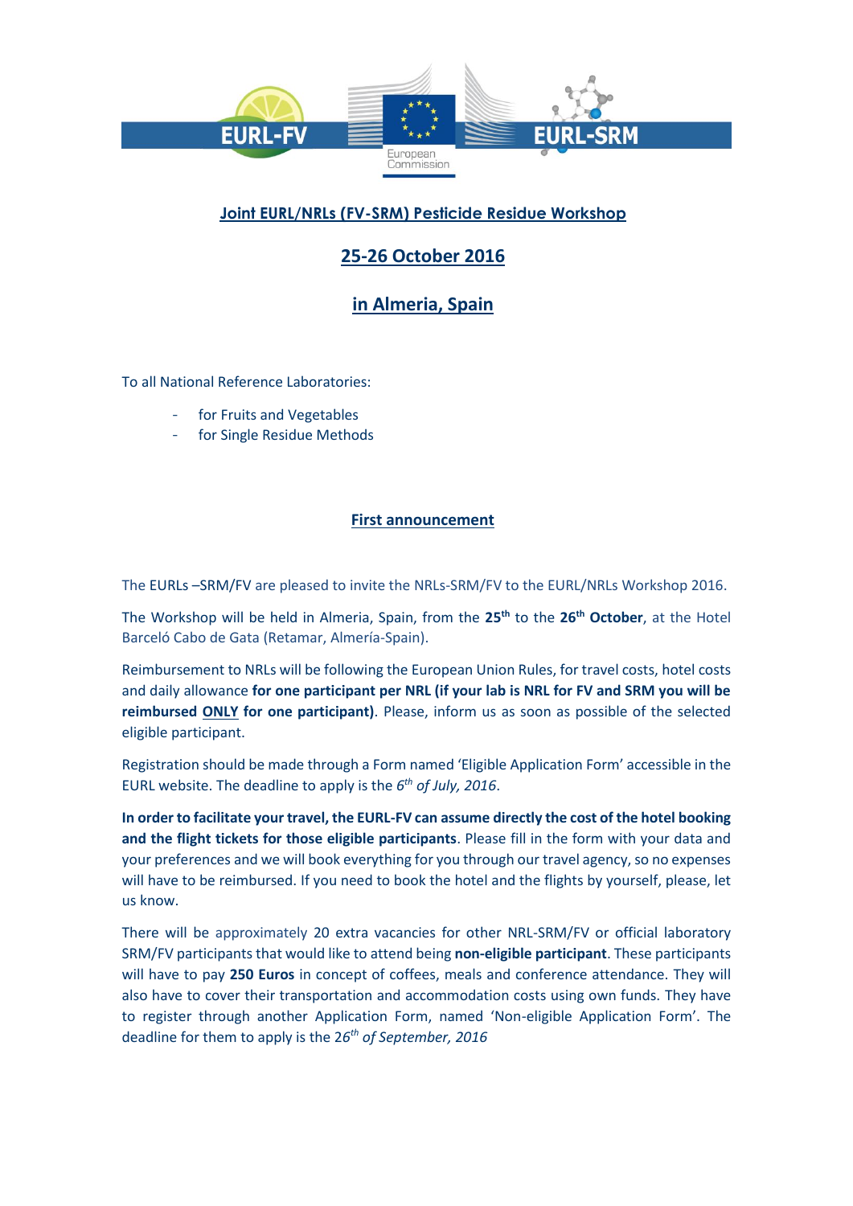EURL-FV European Commission EURL-SRM

# Joint EURL/NRLs (FV-SRM) Pesticide Residue Workshop

## 25-26 October 2016

## in Almeria, Spain

To all National Reference Laboratories:

- for Fruits and Vegetables
- for Single Residue Methods

## First announcement

The EURLs –SRM/FV are pleased to invite the NRLs-SRM/FV to the EURL/NRLs Workshop 2016.

The Workshop will be held in Almeria, Spain, from the **25th** to the **26th October**, at the Hotel Barceló Cabo de Gata (Retamar, Almería-Spain).

Reimbursement to NRLs will be following the European Union Rules, for travel costs, hotel costs and daily allowance **for one participant per NRL (if your lab is NRL for FV and SRM you will be reimbursed ONLY for one participant)**. Please, inform us as soon as possible of the selected eligible participant.

Registration should be made through a Form named 'Eligible Application Form' accessible in the EURL website. The deadline to apply is the *6th of July, 2016*.

**In order to facilitate your travel, the EURL-FV can assume directly the cost of the hotel booking and the flight tickets for those eligible participants**. Please fill in the form with your data and your preferences and we will book everything for you through our travel agency, so no expenses will have to be reimbursed. If you need to book the hotel and the flights by yourself, please, let us know.

There will be approximately 20 extra vacancies for other NRL-SRM/FV or official laboratory SRM/FV participants that would like to attend being **non-eligible participant**. These participants will have to pay **250 Euros** in concept of coffees, meals and conference attendance. They will also have to cover their transportation and accommodation costs using own funds. They have to register through another Application Form, named 'Non-eligible Application Form'. The deadline for them to apply is the 26*th of September, 2016*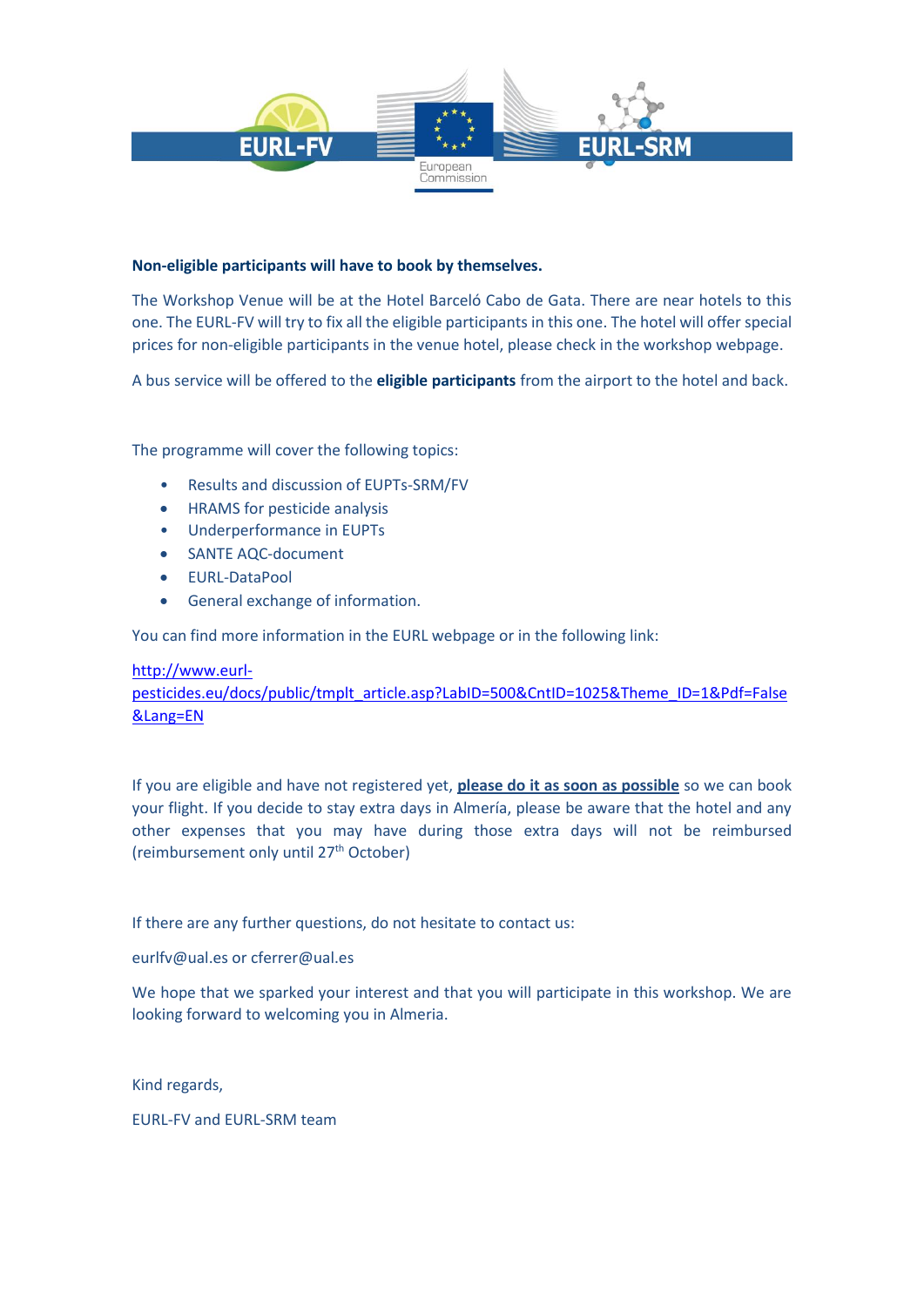**Non-eligible participants will have to book by themselves.**

The Workshop Venue will be at the Hotel Barceló Cabo de Gata. There are near hotels to this one. The EURL-FV will try to fix all the eligible participants in this one. The hotel will offer special prices for non-eligible participants in the venue hotel, please check in the workshop webpage.

A bus service will be offered to the **eligible participants** from the airport to the hotel and back.

The programme will cover the following topics:

- Results and discussion of EUPTs-SRM/FV
- HRAMS for pesticide analysis
- Underperformance in EUPTs
- SANTE AQC-document
- EURL-DataPool
- General exchange of information.

You can find more information in the EURL webpage or in the following link:

http://www.eurl-pesticides.eu/docs/public/tmplt_article.asp?LabID=500&CntID=1025&Theme_ID=1&Pdf=False&Lang=EN

If you are eligible and have not registered yet, **please do it as soon as possible** so we can book your flight. If you decide to stay extra days in Almería, please be aware that the hotel and any other expenses that you may have during those extra days will not be reimbursed (reimbursement only until 27th October)

If there are any further questions, do not hesitate to contact us:

eurlfv@ual.es or cferrer@ual.es

We hope that we sparked your interest and that you will participate in this workshop. We are looking forward to welcoming you in Almeria.

Kind regards,

EURL-FV and EURL-SRM team